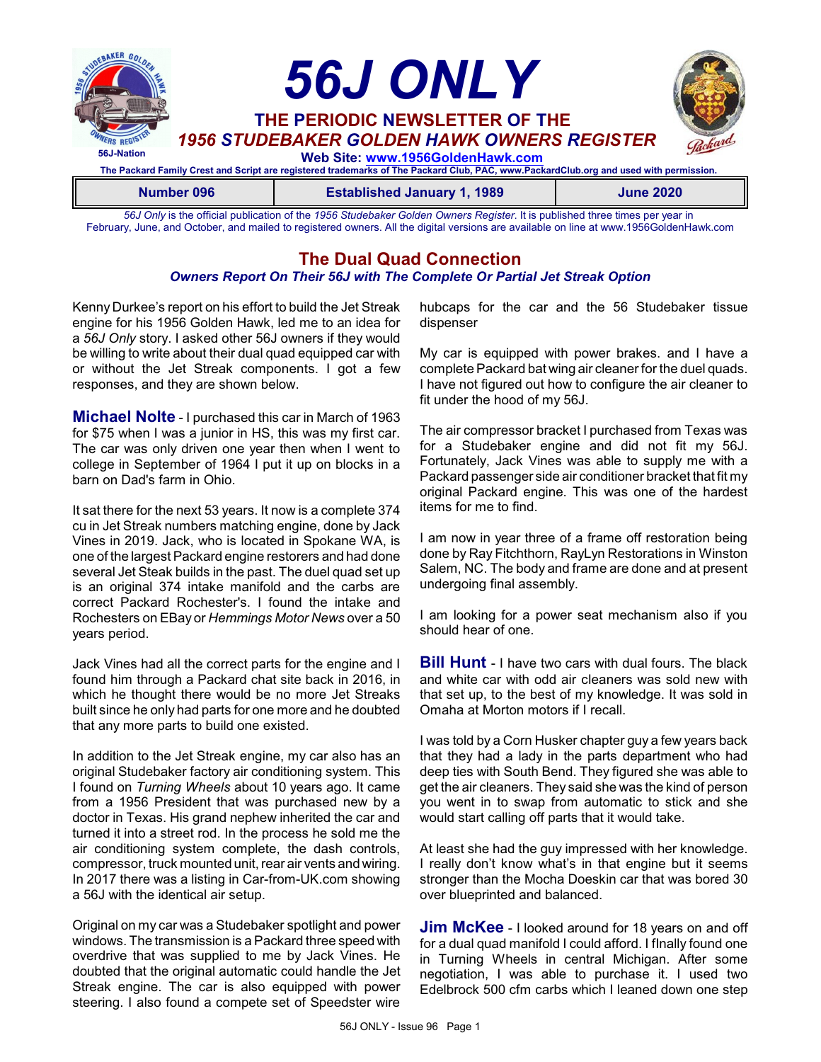# 56J ONLY

## THE PERIODIC NEWSLETTER OF THE *1956 STUDEBAKER GOLDEN HAWK OWNERS REGISTER*

56J-Nation

**Web Site: www.1956GoldenHawk.com**

The Packard Family Crest and Script are registered trademarks of The Packard Club, PAC, www.PackardClub.org and used with permission.

| Number 096 | Established January 1, 1989 | June 2020 |
|---|---|---|

*56J Only* is the official publication of the *1956 Studebaker Golden Owners Register*. It is published three times per year in February, June, and October, and mailed to registered owners. All the digital versions are available on line at www.1956GoldenHawk.com

## The Dual Quad Connection

### *Owners Report On Their 56J with The Complete Or Partial Jet Streak Option*

Kenny Durkee's report on his effort to build the Jet Streak engine for his 1956 Golden Hawk, led me to an idea for a *56J Only* story. I asked other 56J owners if they would be willing to write about their dual quad equipped car with or without the Jet Streak components. I got a few responses, and they are shown below.

**Michael Nolte** - I purchased this car in March of 1963 for $75 when I was a junior in HS, this was my first car. The car was only driven one year then when I went to college in September of 1964 I put it up on blocks in a barn on Dad's farm in Ohio.

It sat there for the next 53 years. It now is a complete 374 cu in Jet Streak numbers matching engine, done by Jack Vines in 2019. Jack, who is located in Spokane WA, is one of the largest Packard engine restorers and had done several Jet Steak builds in the past. The duel quad set up is an original 374 intake manifold and the carbs are correct Packard Rochester's. I found the intake and Rochesters on EBay or *Hemmings Motor News* over a 50 years period.

Jack Vines had all the correct parts for the engine and I found him through a Packard chat site back in 2016, in which he thought there would be no more Jet Streaks built since he only had parts for one more and he doubted that any more parts to build one existed.

In addition to the Jet Streak engine, my car also has an original Studebaker factory air conditioning system. This I found on *Turning Wheels* about 10 years ago. It came from a 1956 President that was purchased new by a doctor in Texas. His grand nephew inherited the car and turned it into a street rod. In the process he sold me the air conditioning system complete, the dash controls, compressor, truck mounted unit, rear air vents and wiring. In 2017 there was a listing in Car-from-UK.com showing a 56J with the identical air setup.

Original on my car was a Studebaker spotlight and power windows. The transmission is a Packard three speed with overdrive that was supplied to me by Jack Vines. He doubted that the original automatic could handle the Jet Streak engine. The car is also equipped with power steering. I also found a compete set of Speedster wire hubcaps for the car and the 56 Studebaker tissue dispenser

My car is equipped with power brakes. and I have a complete Packard bat wing air cleaner for the duel quads. I have not figured out how to configure the air cleaner to fit under the hood of my 56J.

The air compressor bracket I purchased from Texas was for a Studebaker engine and did not fit my 56J. Fortunately, Jack Vines was able to supply me with a Packard passenger side air conditioner bracket that fit my original Packard engine. This was one of the hardest items for me to find.

I am now in year three of a frame off restoration being done by Ray Fitchthorn, RayLyn Restorations in Winston Salem, NC. The body and frame are done and at present undergoing final assembly.

I am looking for a power seat mechanism also if you should hear of one.

**Bill Hunt** - I have two cars with dual fours. The black and white car with odd air cleaners was sold new with that set up, to the best of my knowledge. It was sold in Omaha at Morton motors if I recall.

I was told by a Corn Husker chapter guy a few years back that they had a lady in the parts department who had deep ties with South Bend. They figured she was able to get the air cleaners. They said she was the kind of person you went in to swap from automatic to stick and she would start calling off parts that it would take.

At least she had the guy impressed with her knowledge. I really don't know what's in that engine but it seems stronger than the Mocha Doeskin car that was bored 30 over blueprinted and balanced.

**Jim McKee** - I looked around for 18 years on and off for a dual quad manifold I could afford. I fInally found one in Turning Wheels in central Michigan. After some negotiation, I was able to purchase it. I used two Edelbrock 500 cfm carbs which I leaned down one step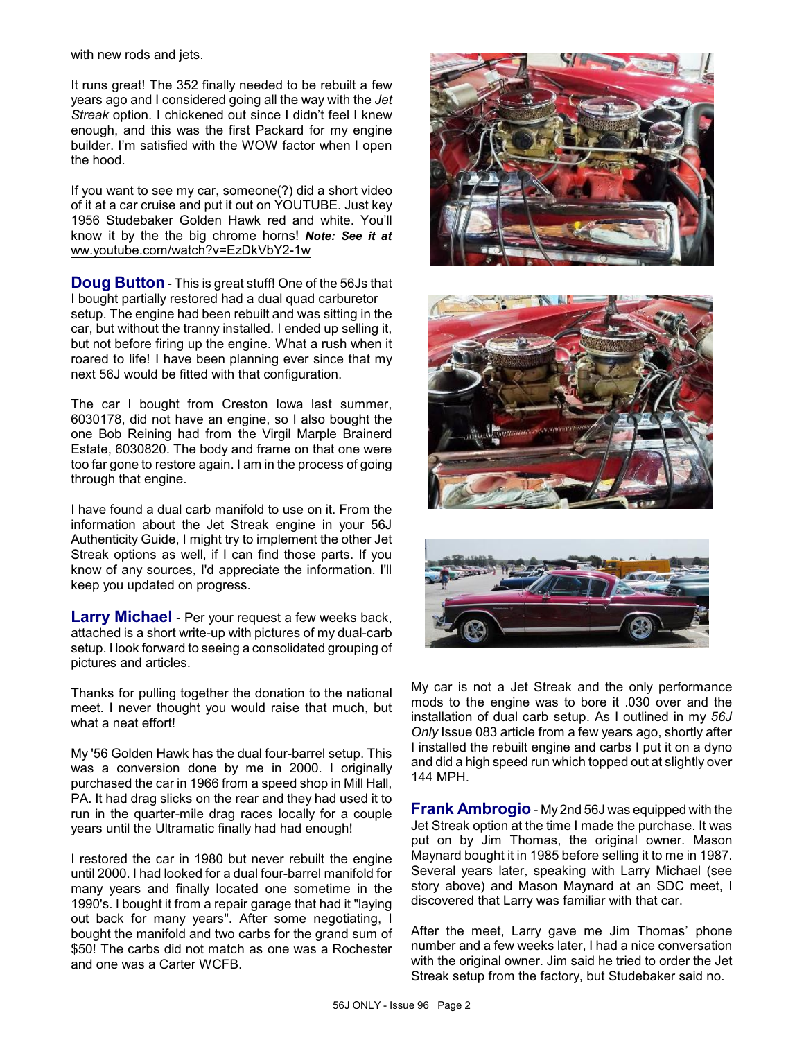with new rods and jets.

It runs great! The 352 finally needed to be rebuilt a few years ago and I considered going all the way with the *Jet Streak* option. I chickened out since I didn't feel I knew enough, and this was the first Packard for my engine builder. I'm satisfied with the WOW factor when I open the hood.

If you want to see my car, someone(?) did a short video of it at a car cruise and put it out on YOUTUBE. Just key 1956 Studebaker Golden Hawk red and white. You'll know it by the the big chrome horns! ***Note: See it at*** ww.youtube.com/watch?v=EzDkVbY2-1w

**Doug Button** - This is great stuff! One of the 56Js that I bought partially restored had a dual quad carburetor setup. The engine had been rebuilt and was sitting in the car, but without the tranny installed. I ended up selling it, but not before firing up the engine. What a rush when it roared to life! I have been planning ever since that my next 56J would be fitted with that configuration.

The car I bought from Creston Iowa last summer, 6030178, did not have an engine, so I also bought the one Bob Reining had from the Virgil Marple Brainerd Estate, 6030820. The body and frame on that one were too far gone to restore again. I am in the process of going through that engine.

I have found a dual carb manifold to use on it. From the information about the Jet Streak engine in your 56J Authenticity Guide, I might try to implement the other Jet Streak options as well, if I can find those parts. If you know of any sources, I'd appreciate the information. I'll keep you updated on progress.

**Larry Michael** - Per your request a few weeks back, attached is a short write-up with pictures of my dual-carb setup. I look forward to seeing a consolidated grouping of pictures and articles.

Thanks for pulling together the donation to the national meet. I never thought you would raise that much, but what a neat effort!

My '56 Golden Hawk has the dual four-barrel setup. This was a conversion done by me in 2000. I originally purchased the car in 1966 from a speed shop in Mill Hall, PA. It had drag slicks on the rear and they had used it to run in the quarter-mile drag races locally for a couple years until the Ultramatic finally had had enough!

I restored the car in 1980 but never rebuilt the engine until 2000. I had looked for a dual four-barrel manifold for many years and finally located one sometime in the 1990's. I bought it from a repair garage that had it "laying out back for many years". After some negotiating, I bought the manifold and two carbs for the grand sum of \$50! The carbs did not match as one was a Rochester and one was a Carter WCFB.

My car is not a Jet Streak and the only performance mods to the engine was to bore it .030 over and the installation of dual carb setup. As I outlined in my *56J Only* Issue 083 article from a few years ago, shortly after I installed the rebuilt engine and carbs I put it on a dyno and did a high speed run which topped out at slightly over 144 MPH.

**Frank Ambrogio** - My 2nd 56J was equipped with the Jet Streak option at the time I made the purchase. It was put on by Jim Thomas, the original owner. Mason Maynard bought it in 1985 before selling it to me in 1987. Several years later, speaking with Larry Michael (see story above) and Mason Maynard at an SDC meet, I discovered that Larry was familiar with that car.

After the meet, Larry gave me Jim Thomas' phone number and a few weeks later, I had a nice conversation with the original owner. Jim said he tried to order the Jet Streak setup from the factory, but Studebaker said no.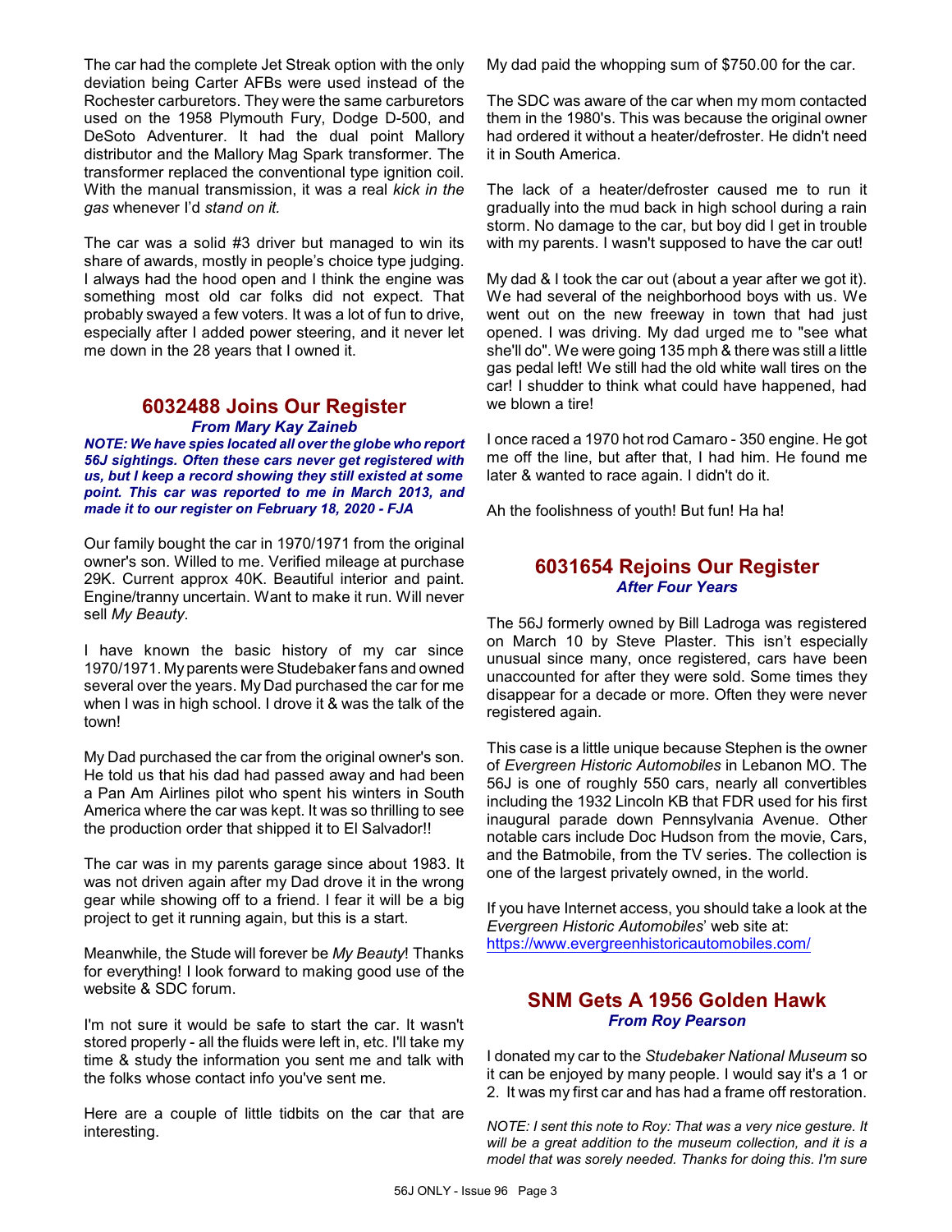The car had the complete Jet Streak option with the only deviation being Carter AFBs were used instead of the Rochester carburetors. They were the same carburetors used on the 1958 Plymouth Fury, Dodge D-500, and DeSoto Adventurer. It had the dual point Mallory distributor and the Mallory Mag Spark transformer. The transformer replaced the conventional type ignition coil. With the manual transmission, it was a real *kick in the gas* whenever I'd *stand on it.*

The car was a solid #3 driver but managed to win its share of awards, mostly in people's choice type judging. I always had the hood open and I think the engine was something most old car folks did not expect. That probably swayed a few voters. It was a lot of fun to drive, especially after I added power steering, and it never let me down in the 28 years that I owned it.

## 6032488 Joins Our Register

***From Mary Kay Zaineb***

***NOTE: We have spies located all over the globe who report 56J sightings. Often these cars never get registered with us, but I keep a record showing they still existed at some point. This car was reported to me in March 2013, and made it to our register on February 18, 2020 - FJA***

Our family bought the car in 1970/1971 from the original owner's son. Willed to me. Verified mileage at purchase 29K. Current approx 40K. Beautiful interior and paint. Engine/tranny uncertain. Want to make it run. Will never sell *My Beauty*.

I have known the basic history of my car since 1970/1971. My parents were Studebaker fans and owned several over the years. My Dad purchased the car for me when I was in high school. I drove it & was the talk of the town!

My Dad purchased the car from the original owner's son. He told us that his dad had passed away and had been a Pan Am Airlines pilot who spent his winters in South America where the car was kept. It was so thrilling to see the production order that shipped it to El Salvador!!

The car was in my parents garage since about 1983. It was not driven again after my Dad drove it in the wrong gear while showing off to a friend. I fear it will be a big project to get it running again, but this is a start.

Meanwhile, the Stude will forever be *My Beauty*! Thanks for everything! I look forward to making good use of the website & SDC forum.

I'm not sure it would be safe to start the car. It wasn't stored properly - all the fluids were left in, etc. I'll take my time & study the information you sent me and talk with the folks whose contact info you've sent me.

Here are a couple of little tidbits on the car that are interesting.

My dad paid the whopping sum of $750.00 for the car.

The SDC was aware of the car when my mom contacted them in the 1980's. This was because the original owner had ordered it without a heater/defroster. He didn't need it in South America.

The lack of a heater/defroster caused me to run it gradually into the mud back in high school during a rain storm. No damage to the car, but boy did I get in trouble with my parents. I wasn't supposed to have the car out!

My dad & I took the car out (about a year after we got it). We had several of the neighborhood boys with us. We went out on the new freeway in town that had just opened. I was driving. My dad urged me to "see what she'll do". We were going 135 mph & there was still a little gas pedal left! We still had the old white wall tires on the car! I shudder to think what could have happened, had we blown a tire!

I once raced a 1970 hot rod Camaro - 350 engine. He got me off the line, but after that, I had him. He found me later & wanted to race again. I didn't do it.

Ah the foolishness of youth! But fun! Ha ha!

## 6031654 Rejoins Our Register

***After Four Years***

The 56J formerly owned by Bill Ladroga was registered on March 10 by Steve Plaster. This isn't especially unusual since many, once registered, cars have been unaccounted for after they were sold. Some times they disappear for a decade or more. Often they were never registered again.

This case is a little unique because Stephen is the owner of *Evergreen Historic Automobiles* in Lebanon MO. The 56J is one of roughly 550 cars, nearly all convertibles including the 1932 Lincoln KB that FDR used for his first inaugural parade down Pennsylvania Avenue. Other notable cars include Doc Hudson from the movie, Cars, and the Batmobile, from the TV series. The collection is one of the largest privately owned, in the world.

If you have Internet access, you should take a look at the *Evergreen Historic Automobiles*' web site at: https://www.evergreenhistoricautomobiles.com/

## SNM Gets A 1956 Golden Hawk

***From Roy Pearson***

I donated my car to the *Studebaker National Museum* so it can be enjoyed by many people. I would say it's a 1 or 2. It was my first car and has had a frame off restoration.

*NOTE: I sent this note to Roy: That was a very nice gesture. It will be a great addition to the museum collection, and it is a model that was sorely needed. Thanks for doing this. I'm sure*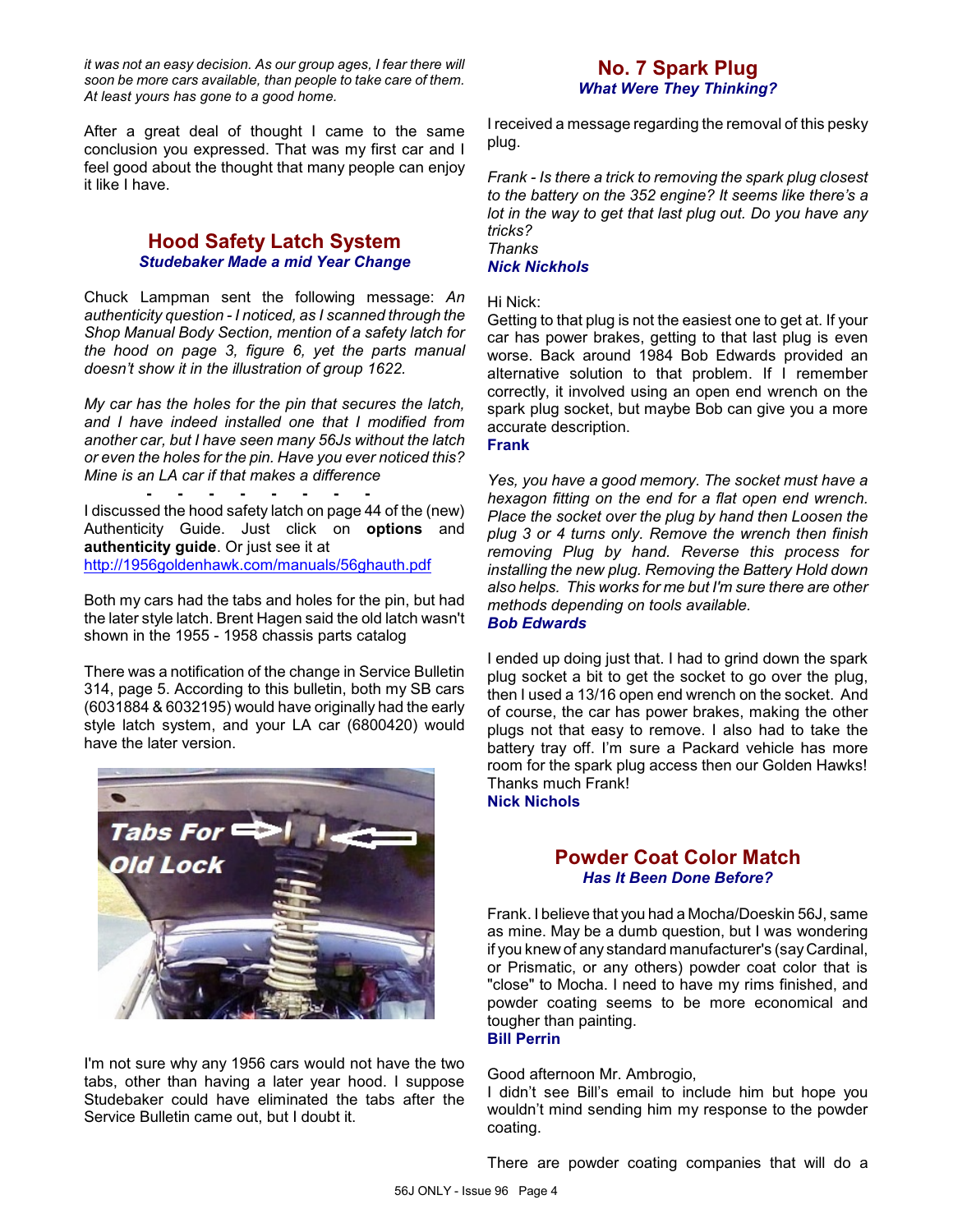*it was not an easy decision. As our group ages, I fear there will soon be more cars available, than people to take care of them. At least yours has gone to a good home.*

After a great deal of thought I came to the same conclusion you expressed. That was my first car and I feel good about the thought that many people can enjoy it like I have.

## Hood Safety Latch System

***Studebaker Made a mid Year Change***

Chuck Lampman sent the following message: *An authenticity question - I noticed, as I scanned through the Shop Manual Body Section, mention of a safety latch for the hood on page 3, figure 6, yet the parts manual doesn't show it in the illustration of group 1622.*

*My car has the holes for the pin that secures the latch, and I have indeed installed one that I modified from another car, but I have seen many 56Js without the latch or even the holes for the pin. Have you ever noticed this? Mine is an LA car if that makes a difference*

\- - - - - - - -

I discussed the hood safety latch on page 44 of the (new) Authenticity Guide. Just click on **options** and **authenticity guide**. Or just see it at http://1956goldenhawk.com/manuals/56ghauth.pdf

Both my cars had the tabs and holes for the pin, but had the later style latch. Brent Hagen said the old latch wasn't shown in the 1955 - 1958 chassis parts catalog

There was a notification of the change in Service Bulletin 314, page 5. According to this bulletin, both my SB cars (6031884 & 6032195) would have originally had the early style latch system, and your LA car (6800420) would have the later version.

Tabs For Old Lock

I'm not sure why any 1956 cars would not have the two tabs, other than having a later year hood. I suppose Studebaker could have eliminated the tabs after the Service Bulletin came out, but I doubt it.

## No. 7 Spark Plug

***What Were They Thinking?***

I received a message regarding the removal of this pesky plug.

*Frank - Is there a trick to removing the spark plug closest to the battery on the 352 engine? It seems like there's a lot in the way to get that last plug out. Do you have any tricks?*
*Thanks*
***Nick Nickhols***

Hi Nick:
Getting to that plug is not the easiest one to get at. If your car has power brakes, getting to that last plug is even worse. Back around 1984 Bob Edwards provided an alternative solution to that problem. If I remember correctly, it involved using an open end wrench on the spark plug socket, but maybe Bob can give you a more accurate description.
**Frank**

*Yes, you have a good memory. The socket must have a hexagon fitting on the end for a flat open end wrench. Place the socket over the plug by hand then Loosen the plug 3 or 4 turns only. Remove the wrench then finish removing Plug by hand. Reverse this process for installing the new plug. Removing the Battery Hold down also helps. This works for me but I'm sure there are other methods depending on tools available.*
***Bob Edwards***

I ended up doing just that. I had to grind down the spark plug socket a bit to get the socket to go over the plug, then I used a 13/16 open end wrench on the socket. And of course, the car has power brakes, making the other plugs not that easy to remove. I also had to take the battery tray off. I'm sure a Packard vehicle has more room for the spark plug access then our Golden Hawks! Thanks much Frank!
**Nick Nichols**

## Powder Coat Color Match

***Has It Been Done Before?***

Frank. I believe that you had a Mocha/Doeskin 56J, same as mine. May be a dumb question, but I was wondering if you knew of any standard manufacturer's (say Cardinal, or Prismatic, or any others) powder coat color that is "close" to Mocha. I need to have my rims finished, and powder coating seems to be more economical and tougher than painting.
**Bill Perrin**

Good afternoon Mr. Ambrogio,
I didn't see Bill's email to include him but hope you wouldn't mind sending him my response to the powder coating.

There are powder coating companies that will do a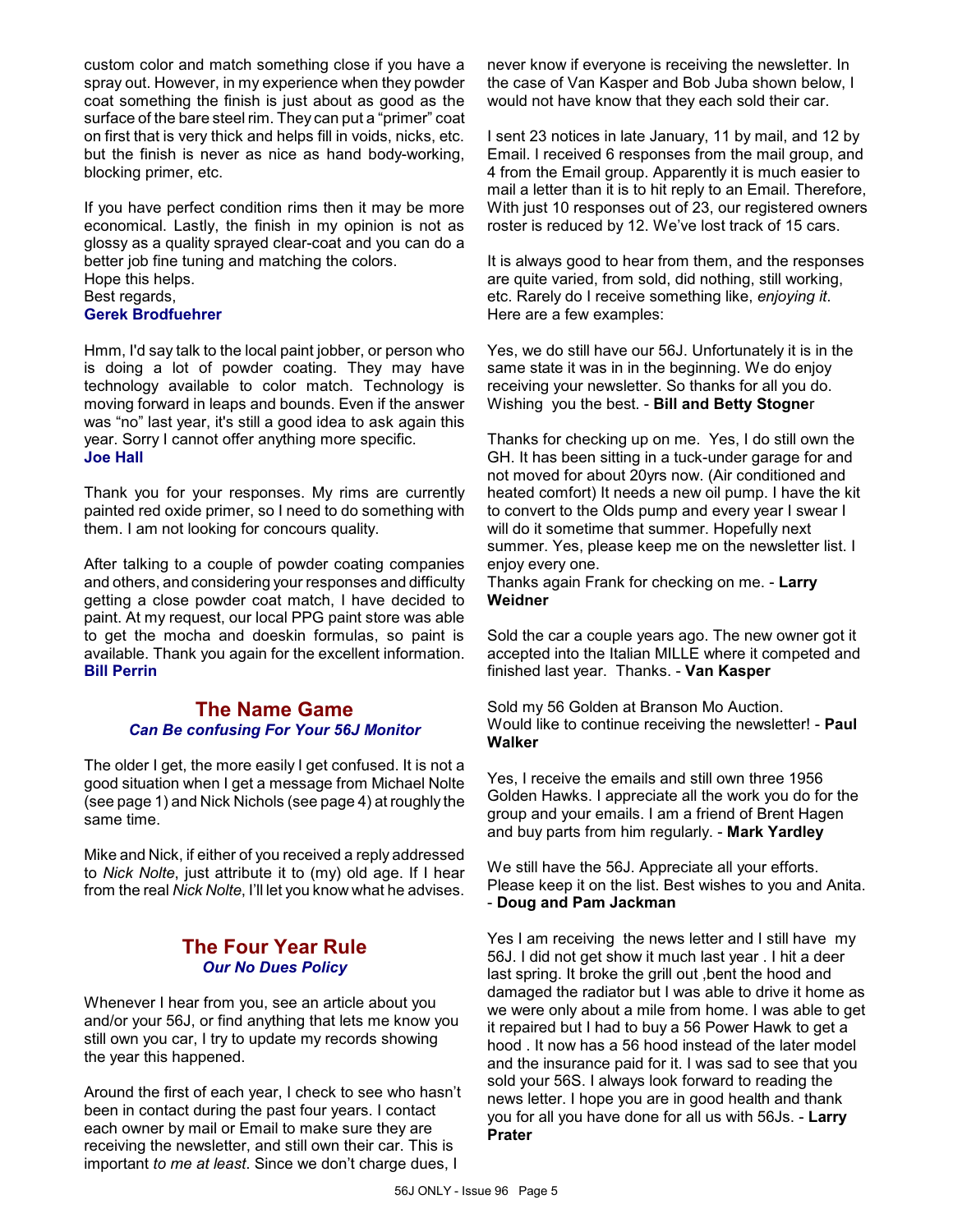custom color and match something close if you have a spray out. However, in my experience when they powder coat something the finish is just about as good as the surface of the bare steel rim. They can put a "primer" coat on first that is very thick and helps fill in voids, nicks, etc. but the finish is never as nice as hand body-working, blocking primer, etc.

If you have perfect condition rims then it may be more economical. Lastly, the finish in my opinion is not as glossy as a quality sprayed clear-coat and you can do a better job fine tuning and matching the colors.
Hope this helps.
Best regards,
**Gerek Brodfuehrer**

Hmm, I'd say talk to the local paint jobber, or person who is doing a lot of powder coating. They may have technology available to color match. Technology is moving forward in leaps and bounds. Even if the answer was "no" last year, it's still a good idea to ask again this year. Sorry I cannot offer anything more specific.
**Joe Hall**

Thank you for your responses. My rims are currently painted red oxide primer, so I need to do something with them. I am not looking for concours quality.

After talking to a couple of powder coating companies and others, and considering your responses and difficulty getting a close powder coat match, I have decided to paint. At my request, our local PPG paint store was able to get the mocha and doeskin formulas, so paint is available. Thank you again for the excellent information.
**Bill Perrin**

## The Name Game
### *Can Be confusing For Your 56J Monitor*

The older I get, the more easily I get confused. It is not a good situation when I get a message from Michael Nolte (see page 1) and Nick Nichols (see page 4) at roughly the same time.

Mike and Nick, if either of you received a reply addressed to *Nick Nolte*, just attribute it to (my) old age. If I hear from the real *Nick Nolte*, I'll let you know what he advises.

## The Four Year Rule
### *Our No Dues Policy*

Whenever I hear from you, see an article about you and/or your 56J, or find anything that lets me know you still own you car, I try to update my records showing the year this happened.

Around the first of each year, I check to see who hasn't been in contact during the past four years. I contact each owner by mail or Email to make sure they are receiving the newsletter, and still own their car. This is important *to me at least*. Since we don't charge dues, I never know if everyone is receiving the newsletter. In the case of Van Kasper and Bob Juba shown below, I would not have know that they each sold their car.

I sent 23 notices in late January, 11 by mail, and 12 by Email. I received 6 responses from the mail group, and 4 from the Email group. Apparently it is much easier to mail a letter than it is to hit reply to an Email. Therefore, With just 10 responses out of 23, our registered owners roster is reduced by 12. We've lost track of 15 cars.

It is always good to hear from them, and the responses are quite varied, from sold, did nothing, still working, etc. Rarely do I receive something like, *enjoying it*. Here are a few examples:

Yes, we do still have our 56J. Unfortunately it is in the same state it was in in the beginning. We do enjoy receiving your newsletter. So thanks for all you do. Wishing you the best. - **Bill and Betty Stogner**

Thanks for checking up on me. Yes, I do still own the GH. It has been sitting in a tuck-under garage for and not moved for about 20yrs now. (Air conditioned and heated comfort) It needs a new oil pump. I have the kit to convert to the Olds pump and every year I swear I will do it sometime that summer. Hopefully next summer. Yes, please keep me on the newsletter list. I enjoy every one.
Thanks again Frank for checking on me. - **Larry Weidner**

Sold the car a couple years ago. The new owner got it accepted into the Italian MILLE where it competed and finished last year. Thanks. - **Van Kasper**

Sold my 56 Golden at Branson Mo Auction.
Would like to continue receiving the newsletter! - **Paul Walker**

Yes, I receive the emails and still own three 1956 Golden Hawks. I appreciate all the work you do for the group and your emails. I am a friend of Brent Hagen and buy parts from him regularly. - **Mark Yardley**

We still have the 56J. Appreciate all your efforts. Please keep it on the list. Best wishes to you and Anita. - **Doug and Pam Jackman**

Yes I am receiving the news letter and I still have my 56J. I did not get show it much last year . I hit a deer last spring. It broke the grill out ,bent the hood and damaged the radiator but I was able to drive it home as we were only about a mile from home. I was able to get it repaired but I had to buy a 56 Power Hawk to get a hood . It now has a 56 hood instead of the later model and the insurance paid for it. I was sad to see that you sold your 56S. I always look forward to reading the news letter. I hope you are in good health and thank you for all you have done for all us with 56Js. - **Larry Prater**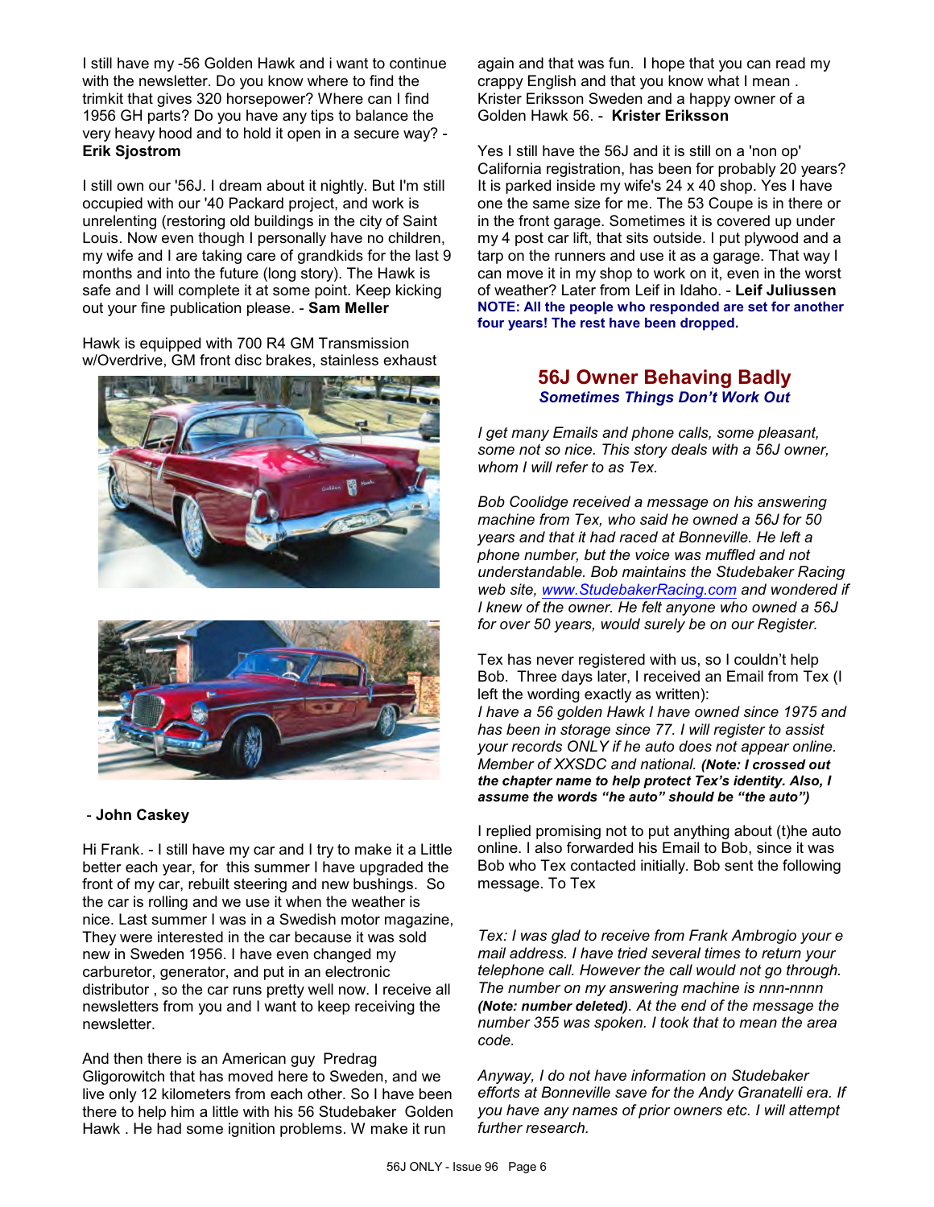I still have my -56 Golden Hawk and i want to continue with the newsletter. Do you know where to find the trimkit that gives 320 horsepower? Where can I find 1956 GH parts? Do you have any tips to balance the very heavy hood and to hold it open in a secure way? - **Erik Sjostrom**

I still own our '56J. I dream about it nightly. But I'm still occupied with our '40 Packard project, and work is unrelenting (restoring old buildings in the city of Saint Louis. Now even though I personally have no children, my wife and I are taking care of grandkids for the last 9 months and into the future (long story). The Hawk is safe and I will complete it at some point. Keep kicking out your fine publication please. - **Sam Meller**

Hawk is equipped with 700 R4 GM Transmission w/Overdrive, GM front disc brakes, stainless exhaust

- **John Caskey**

Hi Frank. - I still have my car and I try to make it a Little better each year, for this summer I have upgraded the front of my car, rebuilt steering and new bushings. So the car is rolling and we use it when the weather is nice. Last summer I was in a Swedish motor magazine, They were interested in the car because it was sold new in Sweden 1956. I have even changed my carburetor, generator, and put in an electronic distributor , so the car runs pretty well now. I receive all newsletters from you and I want to keep receiving the newsletter.

And then there is an American guy Predrag Gligorowitch that has moved here to Sweden, and we live only 12 kilometers from each other. So I have been there to help him a little with his 56 Studebaker Golden Hawk . He had some ignition problems. W make it run again and that was fun. I hope that you can read my crappy English and that you know what I mean . Krister Eriksson Sweden and a happy owner of a Golden Hawk 56. - **Krister Eriksson**

Yes I still have the 56J and it is still on a 'non op' California registration, has been for probably 20 years? It is parked inside my wife's 24 x 40 shop. Yes I have one the same size for me. The 53 Coupe is in there or in the front garage. Sometimes it is covered up under my 4 post car lift, that sits outside. I put plywood and a tarp on the runners and use it as a garage. That way I can move it in my shop to work on it, even in the worst of weather? Later from Leif in Idaho. - **Leif Juliussen**

**NOTE: All the people who responded are set for another four years! The rest have been dropped.**

## 56J Owner Behaving Badly

***Sometimes Things Don't Work Out***

*I get many Emails and phone calls, some pleasant, some not so nice. This story deals with a 56J owner, whom I will refer to as Tex.*

*Bob Coolidge received a message on his answering machine from Tex, who said he owned a 56J for 50 years and that it had raced at Bonneville. He left a phone number, but the voice was muffled and not understandable. Bob maintains the Studebaker Racing web site, www.StudebakerRacing.com and wondered if I knew of the owner. He felt anyone who owned a 56J for over 50 years, would surely be on our Register.*

Tex has never registered with us, so I couldn't help Bob. Three days later, I received an Email from Tex (I left the wording exactly as written):

*I have a 56 golden Hawk I have owned since 1975 and has been in storage since 77. I will register to assist your records ONLY if he auto does not appear online. Member of XXSDC and national.* ***(Note: I crossed out the chapter name to help protect Tex's identity. Also, I assume the words "he auto" should be "the auto")***

I replied promising not to put anything about (t)he auto online. I also forwarded his Email to Bob, since it was Bob who Tex contacted initially. Bob sent the following message. To Tex

*Tex: I was glad to receive from Frank Ambrogio your e mail address. I have tried several times to return your telephone call. However the call would not go through. The number on my answering machine is nnn-nnnn* ***(Note: number deleted)****. At the end of the message the number 355 was spoken. I took that to mean the area code.*

*Anyway, I do not have information on Studebaker efforts at Bonneville save for the Andy Granatelli era. If you have any names of prior owners etc. I will attempt further research.*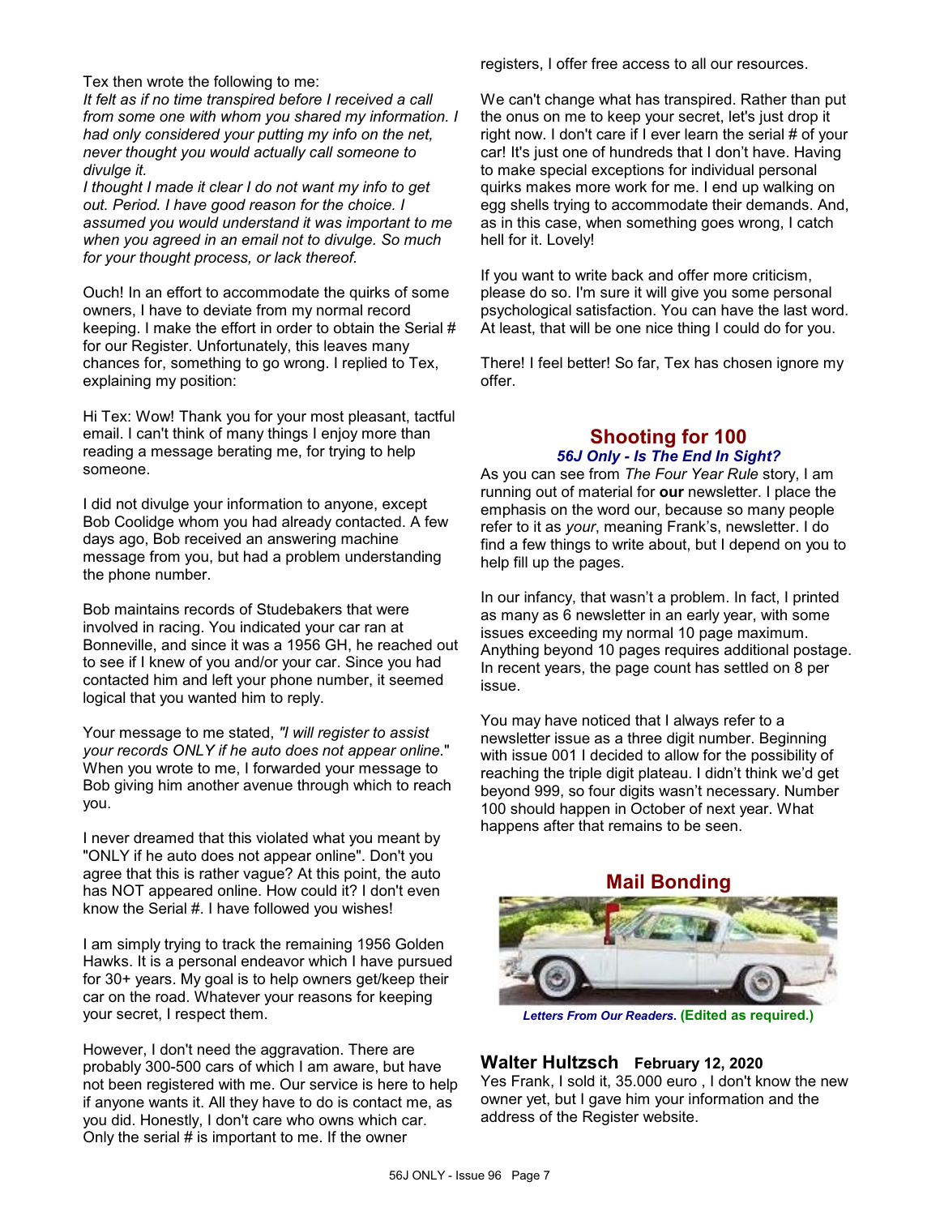Tex then wrote the following to me:

*It felt as if no time transpired before I received a call from some one with whom you shared my information. I had only considered your putting my info on the net, never thought you would actually call someone to divulge it.*

*I thought I made it clear I do not want my info to get out. Period. I have good reason for the choice. I assumed you would understand it was important to me when you agreed in an email not to divulge. So much for your thought process, or lack thereof.*

Ouch! In an effort to accommodate the quirks of some owners, I have to deviate from my normal record keeping. I make the effort in order to obtain the Serial # for our Register. Unfortunately, this leaves many chances for, something to go wrong. I replied to Tex, explaining my position:

Hi Tex: Wow! Thank you for your most pleasant, tactful email. I can't think of many things I enjoy more than reading a message berating me, for trying to help someone.

I did not divulge your information to anyone, except Bob Coolidge whom you had already contacted. A few days ago, Bob received an answering machine message from you, but had a problem understanding the phone number.

Bob maintains records of Studebakers that were involved in racing. You indicated your car ran at Bonneville, and since it was a 1956 GH, he reached out to see if I knew of you and/or your car. Since you had contacted him and left your phone number, it seemed logical that you wanted him to reply.

Your message to me stated, *"I will register to assist your records ONLY if he auto does not appear online.*" When you wrote to me, I forwarded your message to Bob giving him another avenue through which to reach you.

I never dreamed that this violated what you meant by "ONLY if he auto does not appear online". Don't you agree that this is rather vague? At this point, the auto has NOT appeared online. How could it? I don't even know the Serial #. I have followed you wishes!

I am simply trying to track the remaining 1956 Golden Hawks. It is a personal endeavor which I have pursued for 30+ years. My goal is to help owners get/keep their car on the road. Whatever your reasons for keeping your secret, I respect them.

However, I don't need the aggravation. There are probably 300-500 cars of which I am aware, but have not been registered with me. Our service is here to help if anyone wants it. All they have to do is contact me, as you did. Honestly, I don't care who owns which car. Only the serial # is important to me. If the owner registers, I offer free access to all our resources.

We can't change what has transpired. Rather than put the onus on me to keep your secret, let's just drop it right now. I don't care if I ever learn the serial # of your car! It's just one of hundreds that I don't have. Having to make special exceptions for individual personal quirks makes more work for me. I end up walking on egg shells trying to accommodate their demands. And, as in this case, when something goes wrong, I catch hell for it. Lovely!

If you want to write back and offer more criticism, please do so. I'm sure it will give you some personal psychological satisfaction. You can have the last word. At least, that will be one nice thing I could do for you.

There! I feel better! So far, Tex has chosen ignore my offer.

## Shooting for 100

### *56J Only - Is The End In Sight?*

As you can see from *The Four Year Rule* story, I am running out of material for **our** newsletter. I place the emphasis on the word our, because so many people refer to it as *your*, meaning Frank's, newsletter. I do find a few things to write about, but I depend on you to help fill up the pages.

In our infancy, that wasn't a problem. In fact, I printed as many as 6 newsletter in an early year, with some issues exceeding my normal 10 page maximum. Anything beyond 10 pages requires additional postage. In recent years, the page count has settled on 8 per issue.

You may have noticed that I always refer to a newsletter issue as a three digit number. Beginning with issue 001 I decided to allow for the possibility of reaching the triple digit plateau. I didn't think we'd get beyond 999, so four digits wasn't necessary. Number 100 should happen in October of next year. What happens after that remains to be seen.

## Mail Bonding

*Letters From Our Readers.* **(Edited as required.)**

### Walter Hultzsch **February 12, 2020**

Yes Frank, I sold it, 35.000 euro , I don't know the new owner yet, but I gave him your information and the address of the Register website.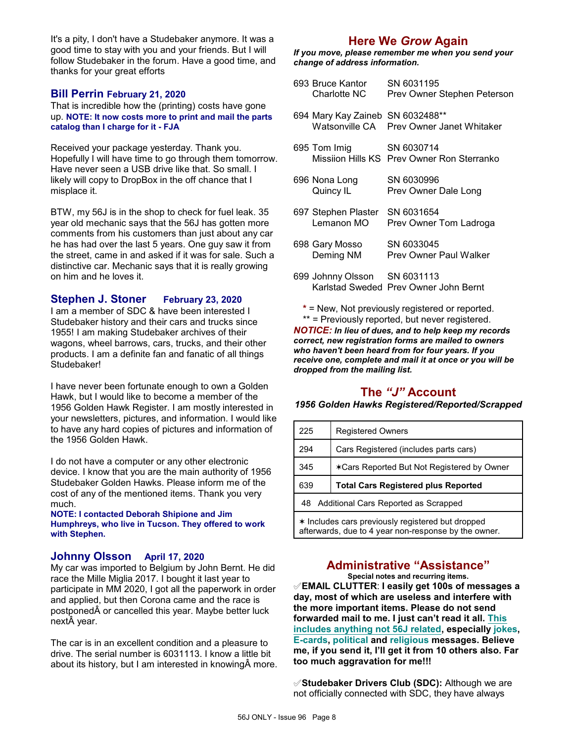It's a pity, I don't have a Studebaker anymore. It was a good time to stay with you and your friends. But I will follow Studebaker in the forum. Have a good time, and thanks for your great efforts

### Bill Perrin February 21, 2020

That is incredible how the (printing) costs have gone up. **NOTE: It now costs more to print and mail the parts catalog than I charge for it - FJA**

Received your package yesterday. Thank you. Hopefully I will have time to go through them tomorrow. Have never seen a USB drive like that. So small. I likely will copy to DropBox in the off chance that I misplace it.

BTW, my 56J is in the shop to check for fuel leak. 35 year old mechanic says that the 56J has gotten more comments from his customers than just about any car he has had over the last 5 years. One guy saw it from the street, came in and asked if it was for sale. Such a distinctive car. Mechanic says that it is really growing on him and he loves it.

### Stephen J. Stoner February 23, 2020

I am a member of SDC & have been interested I Studebaker history and their cars and trucks since 1955! I am making Studebaker archives of their wagons, wheel barrows, cars, trucks, and their other products. I am a definite fan and fanatic of all things Studebaker!

I have never been fortunate enough to own a Golden Hawk, but I would like to become a member of the 1956 Golden Hawk Register. I am mostly interested in your newsletters, pictures, and information. I would like to have any hard copies of pictures and information of the 1956 Golden Hawk.

I do not have a computer or any other electronic device. I know that you are the main authority of 1956 Studebaker Golden Hawks. Please inform me of the cost of any of the mentioned items. Thank you very much.

**NOTE: I contacted Deborah Shipione and Jim Humphreys, who live in Tucson. They offered to work with Stephen.**

### Johnny Olsson April 17, 2020

My car was imported to Belgium by John Bernt. He did race the Mille Miglia 2017. I bought it last year to participate in MM 2020, I got all the paperwork in order and applied, but then Corona came and the race is postponedÂ or cancelled this year. Maybe better luck nextÂ year.

The car is in an excellent condition and a pleasure to drive. The serial number is 6031113. I know a little bit about its history, but I am interested in knowingÂ more.

## Here We *Grow* Again

***If you move, please remember me when you send your change of address information.***

693 Bruce Kantor — SN 6031195
Charlotte NC — Prev Owner Stephen Peterson

694 Mary Kay Zaineb — SN 6032488**
Watsonville CA — Prev Owner Janet Whitaker

695 Tom Imig — SN 6030714
Missiion Hills KS — Prev Owner Ron Sterranko

696 Nona Long — SN 6030996
Quincy IL — Prev Owner Dale Long

697 Stephen Plaster — SN 6031654
Lemanon MO — Prev Owner Tom Ladroga

698 Gary Mosso — SN 6033045
Deming NM — Prev Owner Paul Walker

699 Johnny Olsson — SN 6031113
Karlstad Sweded — Prev Owner John Bernt

\* = New, Not previously registered or reported.
** = Previously reported, but never registered.

***NOTICE:*** ***In lieu of dues, and to help keep my records correct, new registration forms are mailed to owners who haven't been heard from for four years. If you receive one, complete and mail it at once or you will be dropped from the mailing list.***

## The *"J"* Account

***1956 Golden Hawks Registered/Reported/Scrapped***

| | |
|---|---|
| 225 | Registered Owners |
| 294 | Cars Registered (includes parts cars) |
| 345 | ✶Cars Reported But Not Registered by Owner |
| 639 | **Total Cars Registered plus Reported** |
| 48 | Additional Cars Reported as Scrapped |

✶ Includes cars previously registered but dropped afterwards, due to 4 year non-response by the owner.

## Administrative "Assistance"

**Special notes and recurring items.**

✐**EMAIL CLUTTER**: **I easily get 100s of messages a day, most of which are useless and interfere with the more important items. Please do not send forwarded mail to me. I just can't read it all. This includes anything not 56J related, especially jokes, E-cards, political and religious messages. Believe me, if you send it, I'll get it from 10 others also. Far too much aggravation for me!!!**

✐**Studebaker Drivers Club (SDC):** Although we are not officially connected with SDC, they have always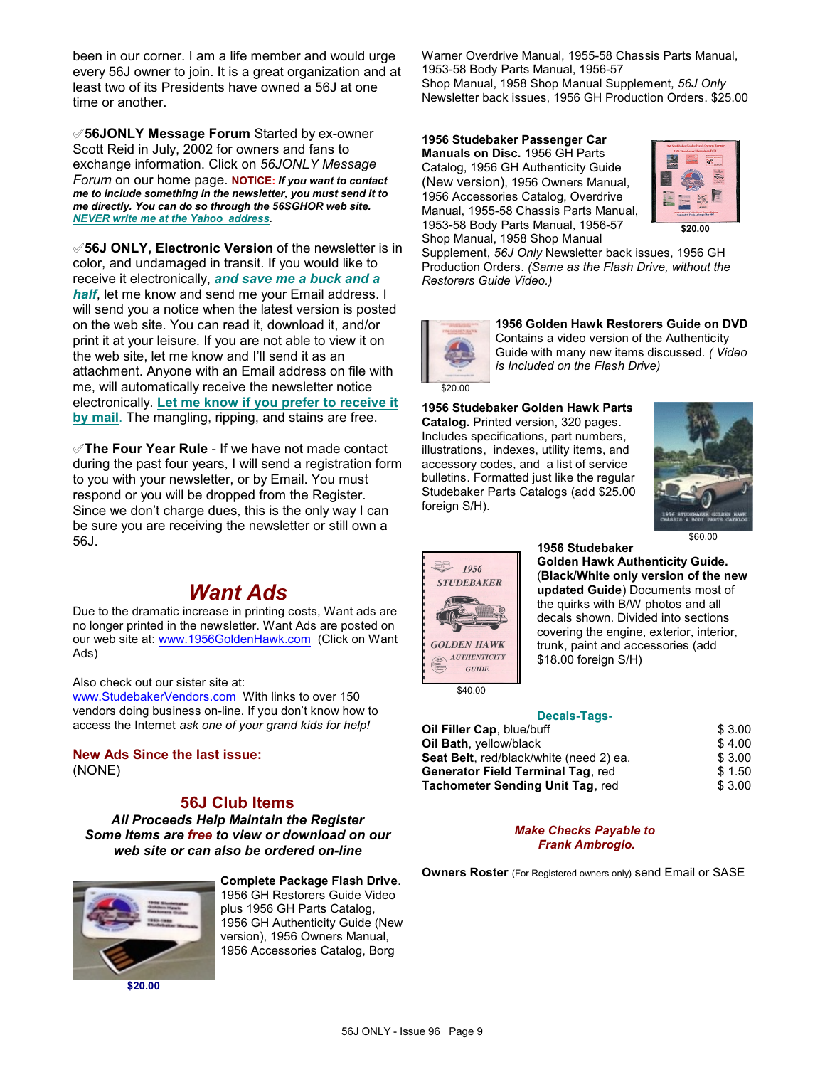been in our corner. I am a life member and would urge every 56J owner to join. It is a great organization and at least two of its Presidents have owned a 56J at one time or another.

✐**56JONLY Message Forum** Started by ex-owner Scott Reid in July, 2002 for owners and fans to exchange information. Click on *56JONLY Message Forum* on our home page. **NOTICE:** ***If you want to contact me to include something in the newsletter, you must send it to me directly. You can do so through the 56SGHOR web site. NEVER write me at the Yahoo address.***

✐**56J ONLY, Electronic Version** of the newsletter is in color, and undamaged in transit. If you would like to receive it electronically, ***and save me a buck and a half***, let me know and send me your Email address. I will send you a notice when the latest version is posted on the web site. You can read it, download it, and/or print it at your leisure. If you are not able to view it on the web site, let me know and I'll send it as an attachment. Anyone with an Email address on file with me, will automatically receive the newsletter notice electronically. **Let me know if you prefer to receive it by mail**. The mangling, ripping, and stains are free.

✐**The Four Year Rule** - If we have not made contact during the past four years, I will send a registration form to you with your newsletter, or by Email. You must respond or you will be dropped from the Register. Since we don't charge dues, this is the only way I can be sure you are receiving the newsletter or still own a 56J.

## *Want Ads*

Due to the dramatic increase in printing costs, Want ads are no longer printed in the newsletter. Want Ads are posted on our web site at: www.1956GoldenHawk.com (Click on Want Ads)

Also check out our sister site at: www.StudebakerVendors.com With links to over 150 vendors doing business on-line. If you don't know how to access the Internet *ask one of your grand kids for help!*

**New Ads Since the last issue:**
(NONE)

## 56J Club Items

***All Proceeds Help Maintain the Register***
***Some Items are free to view or download on our web site or can also be ordered on-line***

**Complete Package Flash Drive**. 1956 GH Restorers Guide Video plus 1956 GH Parts Catalog, 1956 GH Authenticity Guide (New version), 1956 Owners Manual, 1956 Accessories Catalog, Borg Warner Overdrive Manual, 1955-58 Chassis Parts Manual, 1953-58 Body Parts Manual, 1956-57 Shop Manual, 1958 Shop Manual Supplement, *56J Only* Newsletter back issues, 1956 GH Production Orders. $25.00

$20.00

**1956 Studebaker Passenger Car Manuals on Disc.** 1956 GH Parts Catalog, 1956 GH Authenticity Guide (New version), 1956 Owners Manual, 1956 Accessories Catalog, Overdrive Manual, 1955-58 Chassis Parts Manual, 1953-58 Body Parts Manual, 1956-57 Shop Manual, 1958 Shop Manual Supplement, *56J Only* Newsletter back issues, 1956 GH Production Orders. *(Same as the Flash Drive, without the Restorers Guide Video.)*

$20.00

**1956 Golden Hawk Restorers Guide on DVD** Contains a video version of the Authenticity Guide with many new items discussed. *( Video is Included on the Flash Drive)*

$20.00

**1956 Studebaker Golden Hawk Parts Catalog.** Printed version, 320 pages. Includes specifications, part numbers, illustrations, indexes, utility items, and accessory codes, and a list of service bulletins. Formatted just like the regular Studebaker Parts Catalogs (add $25.00 foreign S/H).

$60.00

**1956 Studebaker Golden Hawk Authenticity Guide.** (**Black/White only version of the new updated Guide**) Documents most of the quirks with B/W photos and all decals shown. Divided into sections covering the engine, exterior, interior, trunk, paint and accessories (add $18.00 foreign S/H)

$40.00

**Decals-Tags-**

| | |
|---|---|
| **Oil Filler Cap**, blue/buff | $ 3.00 |
| **Oil Bath**, yellow/black | $ 4.00 |
| **Seat Belt**, red/black/white (need 2) ea. | $ 3.00 |
| **Generator Field Terminal Tag**, red | $ 1.50 |
| **Tachometer Sending Unit Tag**, red | $ 3.00 |

***Make Checks Payable to Frank Ambrogio.***

**Owners Roster** (For Registered owners only) send Email or SASE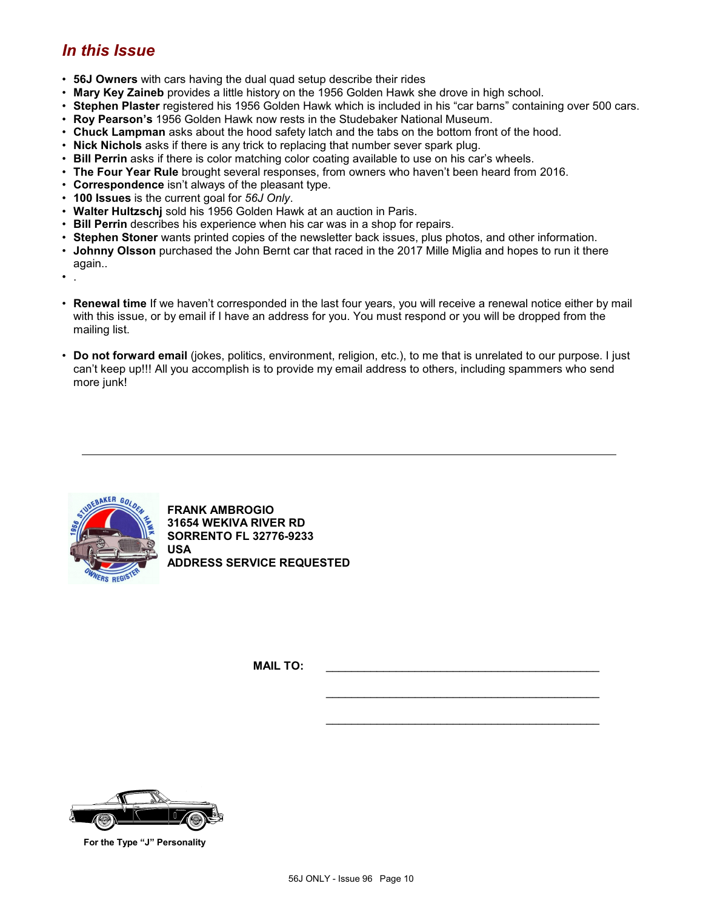## *In this Issue*

- **56J Owners** with cars having the dual quad setup describe their rides
- **Mary Key Zaineb** provides a little history on the 1956 Golden Hawk she drove in high school.
- **Stephen Plaster** registered his 1956 Golden Hawk which is included in his "car barns" containing over 500 cars.
- **Roy Pearson's** 1956 Golden Hawk now rests in the Studebaker National Museum.
- **Chuck Lampman** asks about the hood safety latch and the tabs on the bottom front of the hood.
- **Nick Nichols** asks if there is any trick to replacing that number sever spark plug.
- **Bill Perrin** asks if there is color matching color coating available to use on his car's wheels.
- **The Four Year Rule** brought several responses, from owners who haven't been heard from 2016.
- **Correspondence** isn't always of the pleasant type.
- **100 Issues** is the current goal for *56J Only*.
- **Walter Hultzschj** sold his 1956 Golden Hawk at an auction in Paris.
- **Bill Perrin** describes his experience when his car was in a shop for repairs.
- **Stephen Stoner** wants printed copies of the newsletter back issues, plus photos, and other information.
- **Johnny Olsson** purchased the John Bernt car that raced in the 2017 Mille Miglia and hopes to run it there again..
- .

- **Renewal time** If we haven't corresponded in the last four years, you will receive a renewal notice either by mail with this issue, or by email if I have an address for you. You must respond or you will be dropped from the mailing list.

- **Do not forward email** (jokes, politics, environment, religion, etc.), to me that is unrelated to our purpose. I just can't keep up!!! All you accomplish is to provide my email address to others, including spammers who send more junk!

---

1956 STUDEBAKER GOLDEN HAWK OWNERS REGISTER

**FRANK AMBROGIO**
**31654 WEKIVA RIVER RD**
**SORRENTO FL 32776-9233**
**USA**
**ADDRESS SERVICE REQUESTED**

**MAIL TO:** ______________________________________

______________________________________

______________________________________

**For the Type "J" Personality**